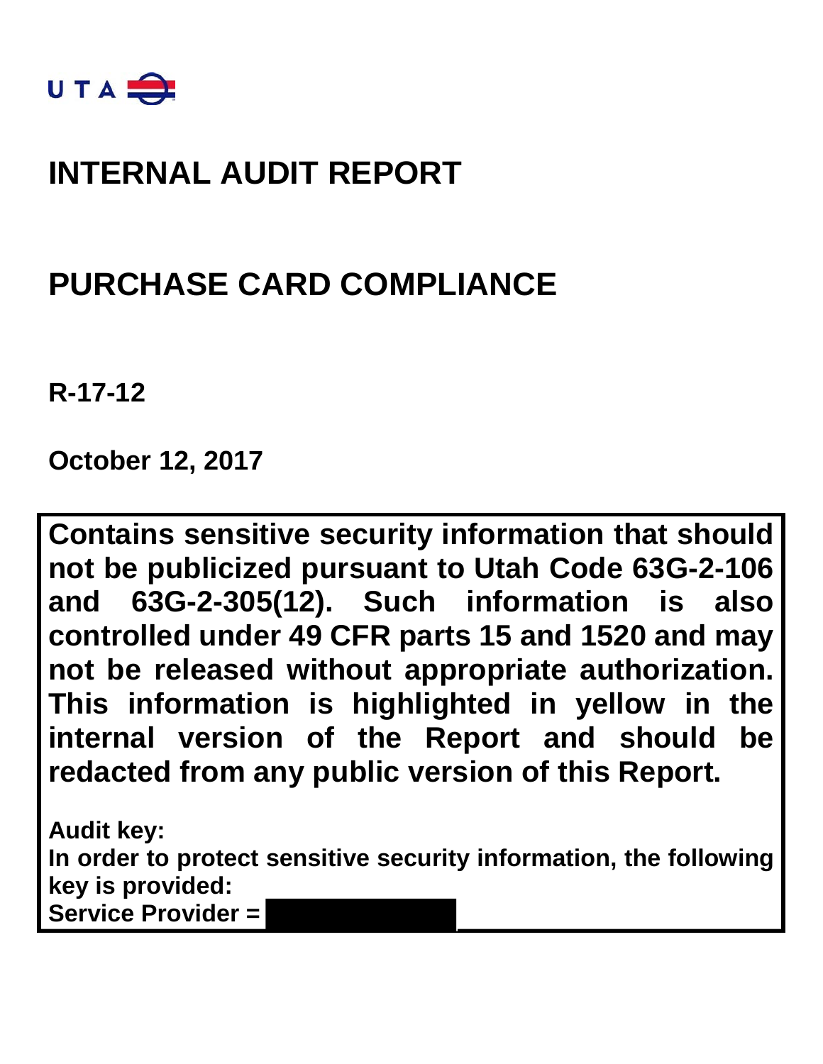UTA

# INTERNAL AUDIT REPORT

# PURCHASE CARD COMPLIANCE

**R-17-12**

**October 12, 2017**

**Contains sensitive security information that should not be publicized pursuant to Utah Code 63G-2-106 and 63G-2-305(12). Such information is also controlled under 49 CFR parts 15 and 1520 and may not be released without appropriate authorization. This information is highlighted in yellow in the internal version of the Report and should be redacted from any public version of this Report.**

**Audit key:**
**In order to protect sensitive security information, the following key is provided:**
**Service Provider =**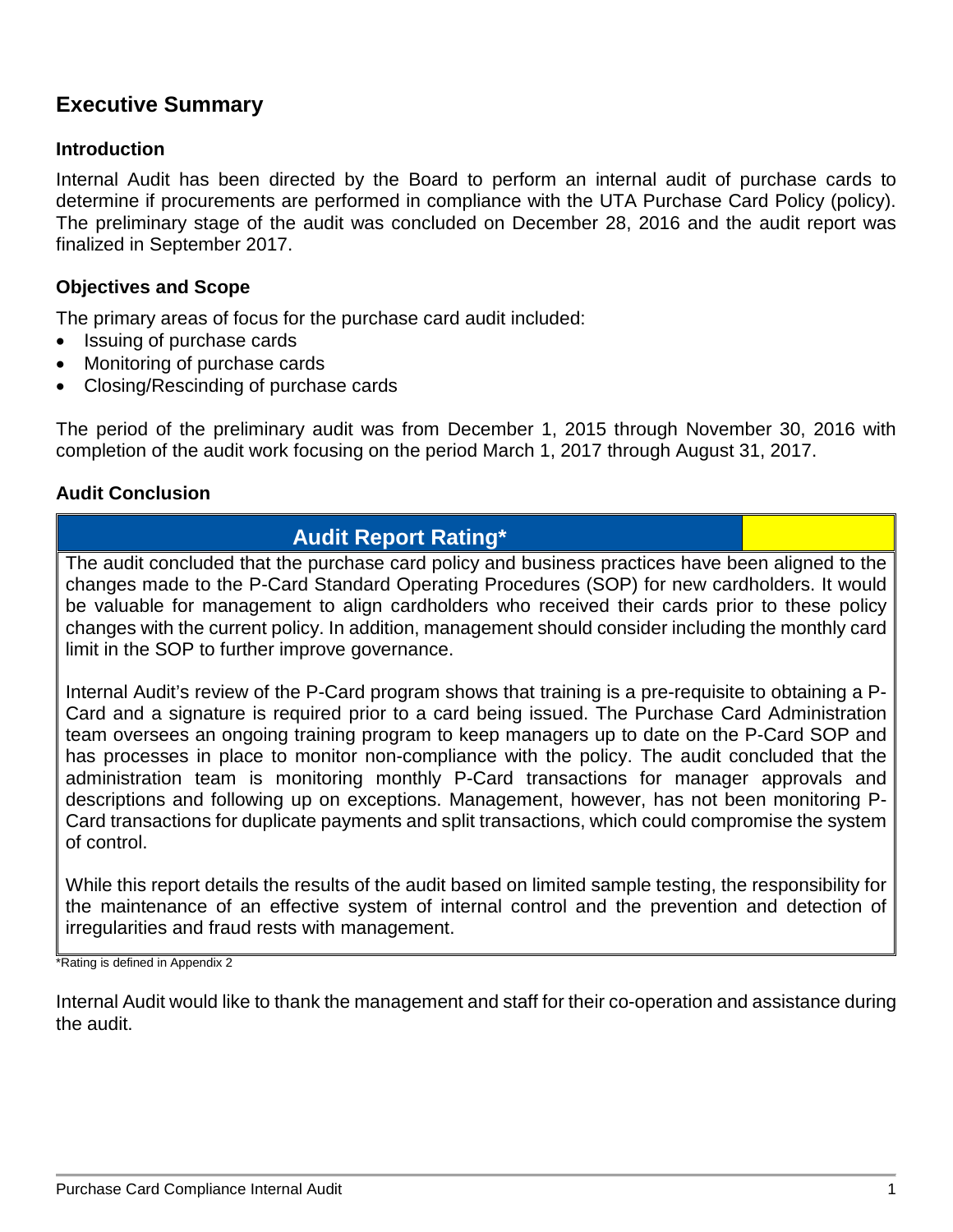# Executive Summary

### Introduction

Internal Audit has been directed by the Board to perform an internal audit of purchase cards to determine if procurements are performed in compliance with the UTA Purchase Card Policy (policy). The preliminary stage of the audit was concluded on December 28, 2016 and the audit report was finalized in September 2017.

### Objectives and Scope

The primary areas of focus for the purchase card audit included:

- Issuing of purchase cards
- Monitoring of purchase cards
- Closing/Rescinding of purchase cards

The period of the preliminary audit was from December 1, 2015 through November 30, 2016 with completion of the audit work focusing on the period March 1, 2017 through August 31, 2017.

### Audit Conclusion

| Audit Report Rating* | |
|---|---|
| The audit concluded that the purchase card policy and business practices have been aligned to the changes made to the P-Card Standard Operating Procedures (SOP) for new cardholders. It would be valuable for management to align cardholders who received their cards prior to these policy changes with the current policy. In addition, management should consider including the monthly card limit in the SOP to further improve governance.<br><br>Internal Audit's review of the P-Card program shows that training is a pre-requisite to obtaining a P-Card and a signature is required prior to a card being issued. The Purchase Card Administration team oversees an ongoing training program to keep managers up to date on the P-Card SOP and has processes in place to monitor non-compliance with the policy. The audit concluded that the administration team is monitoring monthly P-Card transactions for manager approvals and descriptions and following up on exceptions. Management, however, has not been monitoring P-Card transactions for duplicate payments and split transactions, which could compromise the system of control.<br><br>While this report details the results of the audit based on limited sample testing, the responsibility for the maintenance of an effective system of internal control and the prevention and detection of irregularities and fraud rests with management. | |

*Rating is defined in Appendix 2

Internal Audit would like to thank the management and staff for their co-operation and assistance during the audit.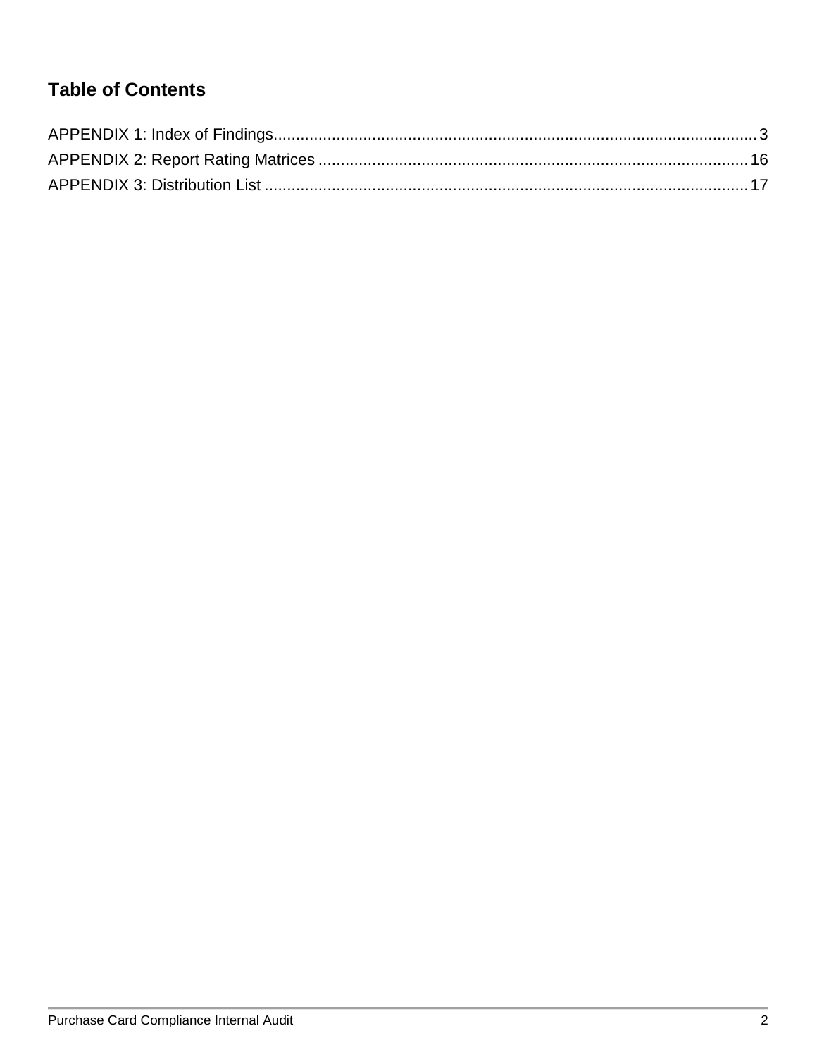## Table of Contents

APPENDIX 1: Index of Findings........................................................................................................3

APPENDIX 2: Report Rating Matrices .............................................................................................16

APPENDIX 3: Distribution List .........................................................................................................17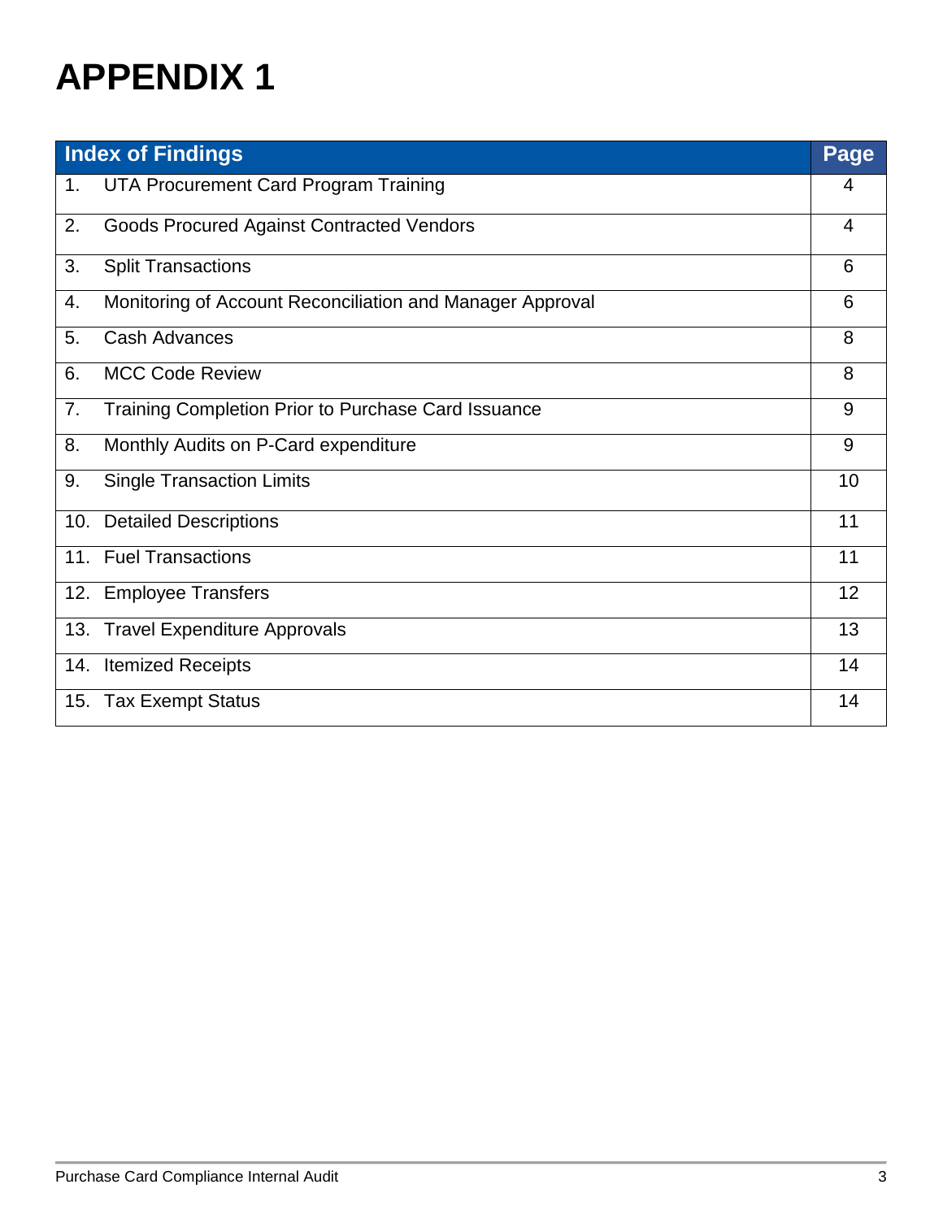# APPENDIX 1

| Index of Findings | Page |
| --- | --- |
| 1. UTA Procurement Card Program Training | 4 |
| 2. Goods Procured Against Contracted Vendors | 4 |
| 3. Split Transactions | 6 |
| 4. Monitoring of Account Reconciliation and Manager Approval | 6 |
| 5. Cash Advances | 8 |
| 6. MCC Code Review | 8 |
| 7. Training Completion Prior to Purchase Card Issuance | 9 |
| 8. Monthly Audits on P-Card expenditure | 9 |
| 9. Single Transaction Limits | 10 |
| 10. Detailed Descriptions | 11 |
| 11. Fuel Transactions | 11 |
| 12. Employee Transfers | 12 |
| 13. Travel Expenditure Approvals | 13 |
| 14. Itemized Receipts | 14 |
| 15. Tax Exempt Status | 14 |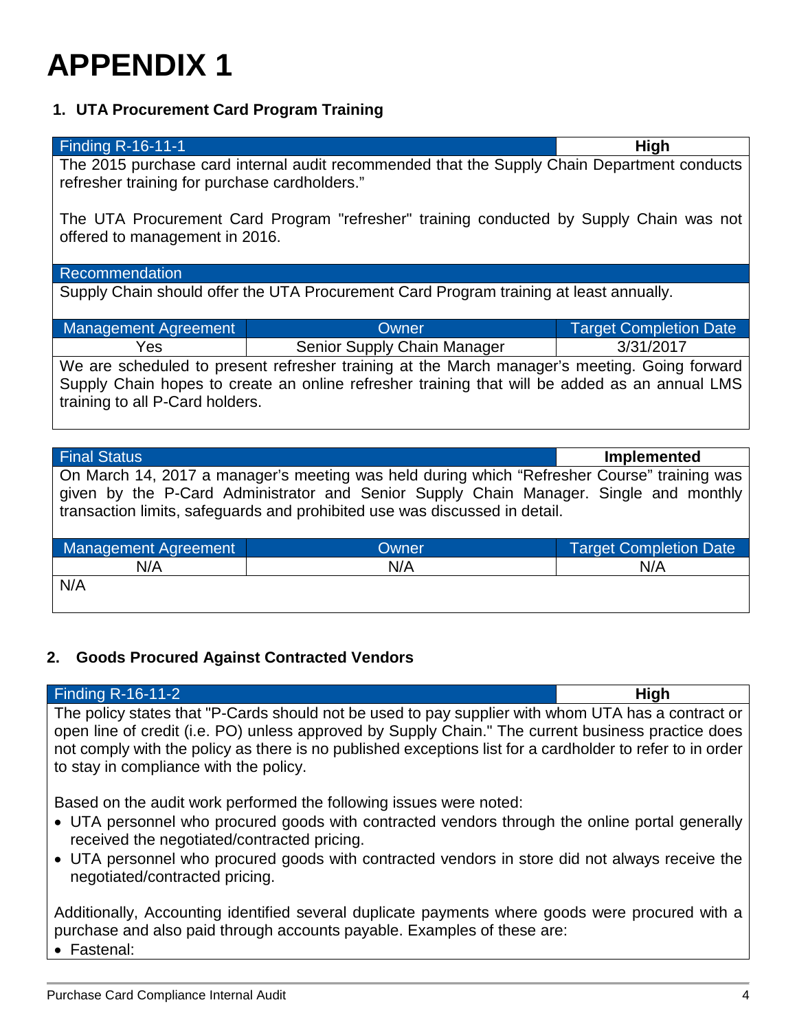# APPENDIX 1

## 1. UTA Procurement Card Program Training

| Finding R-16-11-1 | High |
|---|---|

The 2015 purchase card internal audit recommended that the Supply Chain Department conducts refresher training for purchase cardholders."

The UTA Procurement Card Program "refresher" training conducted by Supply Chain was not offered to management in 2016.

**Recommendation**

Supply Chain should offer the UTA Procurement Card Program training at least annually.

| Management Agreement | Owner | Target Completion Date |
|---|---|---|
| Yes | Senior Supply Chain Manager | 3/31/2017 |

We are scheduled to present refresher training at the March manager's meeting. Going forward Supply Chain hopes to create an online refresher training that will be added as an annual LMS training to all P-Card holders.

| Final Status | Implemented |
|---|---|

On March 14, 2017 a manager's meeting was held during which "Refresher Course" training was given by the P-Card Administrator and Senior Supply Chain Manager. Single and monthly transaction limits, safeguards and prohibited use was discussed in detail.

| Management Agreement | Owner | Target Completion Date |
|---|---|---|
| N/A | N/A | N/A |

N/A

## 2. Goods Procured Against Contracted Vendors

| Finding R-16-11-2 | High |
|---|---|

The policy states that "P-Cards should not be used to pay supplier with whom UTA has a contract or open line of credit (i.e. PO) unless approved by Supply Chain." The current business practice does not comply with the policy as there is no published exceptions list for a cardholder to refer to in order to stay in compliance with the policy.

Based on the audit work performed the following issues were noted:

- UTA personnel who procured goods with contracted vendors through the online portal generally received the negotiated/contracted pricing.
- UTA personnel who procured goods with contracted vendors in store did not always receive the negotiated/contracted pricing.

Additionally, Accounting identified several duplicate payments where goods were procured with a purchase and also paid through accounts payable. Examples of these are:

- Fastenal: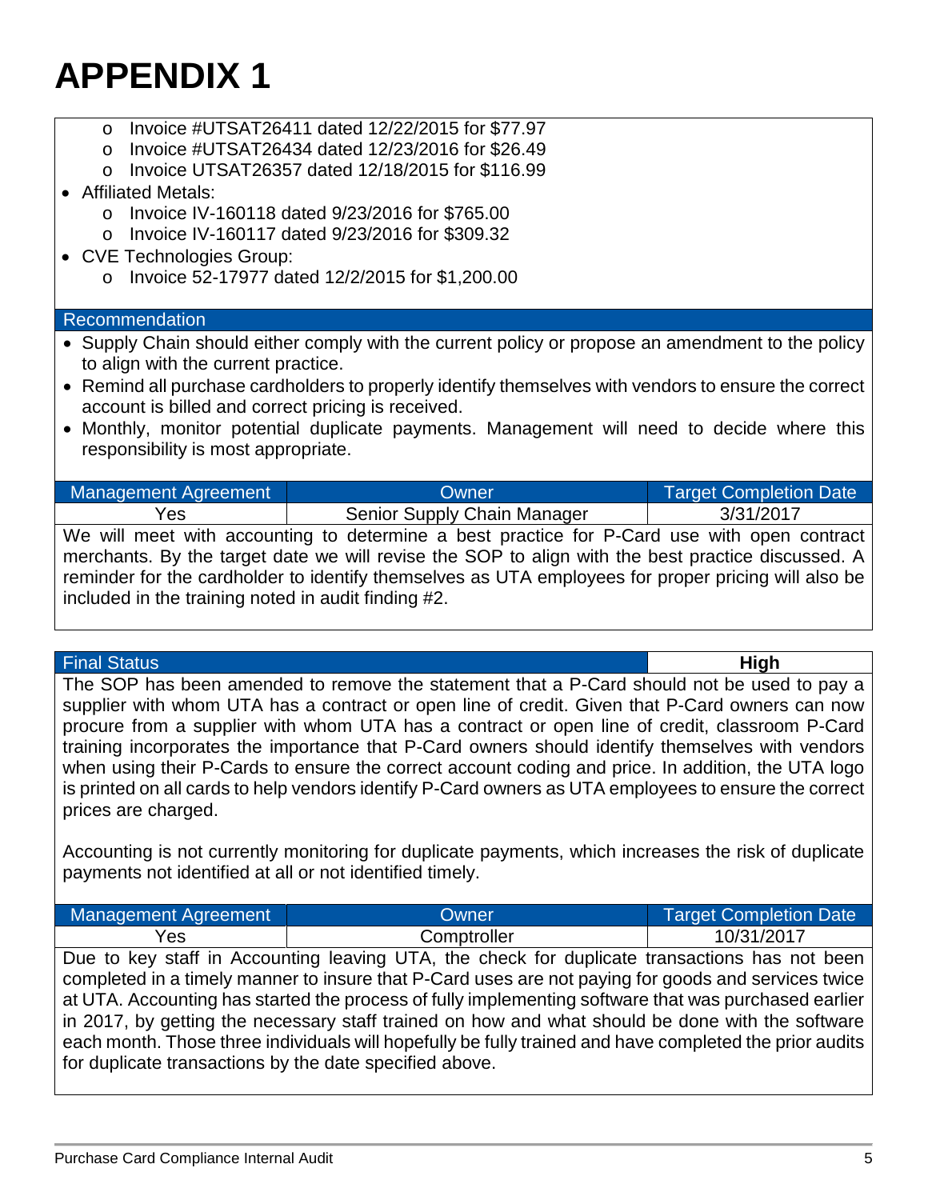# APPENDIX 1

- Invoice #UTSAT26411 dated 12/22/2015 for $77.97
- Invoice #UTSAT26434 dated 12/23/2016 for $26.49
- Invoice UTSAT26357 dated 12/18/2015 for $116.99

- Affiliated Metals:
  - Invoice IV-160118 dated 9/23/2016 for $765.00
  - Invoice IV-160117 dated 9/23/2016 for $309.32
- CVE Technologies Group:
  - Invoice 52-17977 dated 12/2/2015 for $1,200.00

**Recommendation**

- Supply Chain should either comply with the current policy or propose an amendment to the policy to align with the current practice.
- Remind all purchase cardholders to properly identify themselves with vendors to ensure the correct account is billed and correct pricing is received.
- Monthly, monitor potential duplicate payments. Management will need to decide where this responsibility is most appropriate.

| Management Agreement | Owner | Target Completion Date |
|---|---|---|
| Yes | Senior Supply Chain Manager | 3/31/2017 |

We will meet with accounting to determine a best practice for P-Card use with open contract merchants. By the target date we will revise the SOP to align with the best practice discussed. A reminder for the cardholder to identify themselves as UTA employees for proper pricing will also be included in the training noted in audit finding #2.

| Final Status | High |
|---|---|

The SOP has been amended to remove the statement that a P-Card should not be used to pay a supplier with whom UTA has a contract or open line of credit. Given that P-Card owners can now procure from a supplier with whom UTA has a contract or open line of credit, classroom P-Card training incorporates the importance that P-Card owners should identify themselves with vendors when using their P-Cards to ensure the correct account coding and price. In addition, the UTA logo is printed on all cards to help vendors identify P-Card owners as UTA employees to ensure the correct prices are charged.

Accounting is not currently monitoring for duplicate payments, which increases the risk of duplicate payments not identified at all or not identified timely.

| Management Agreement | Owner | Target Completion Date |
|---|---|---|
| Yes | Comptroller | 10/31/2017 |

Due to key staff in Accounting leaving UTA, the check for duplicate transactions has not been completed in a timely manner to insure that P-Card uses are not paying for goods and services twice at UTA. Accounting has started the process of fully implementing software that was purchased earlier in 2017, by getting the necessary staff trained on how and what should be done with the software each month. Those three individuals will hopefully be fully trained and have completed the prior audits for duplicate transactions by the date specified above.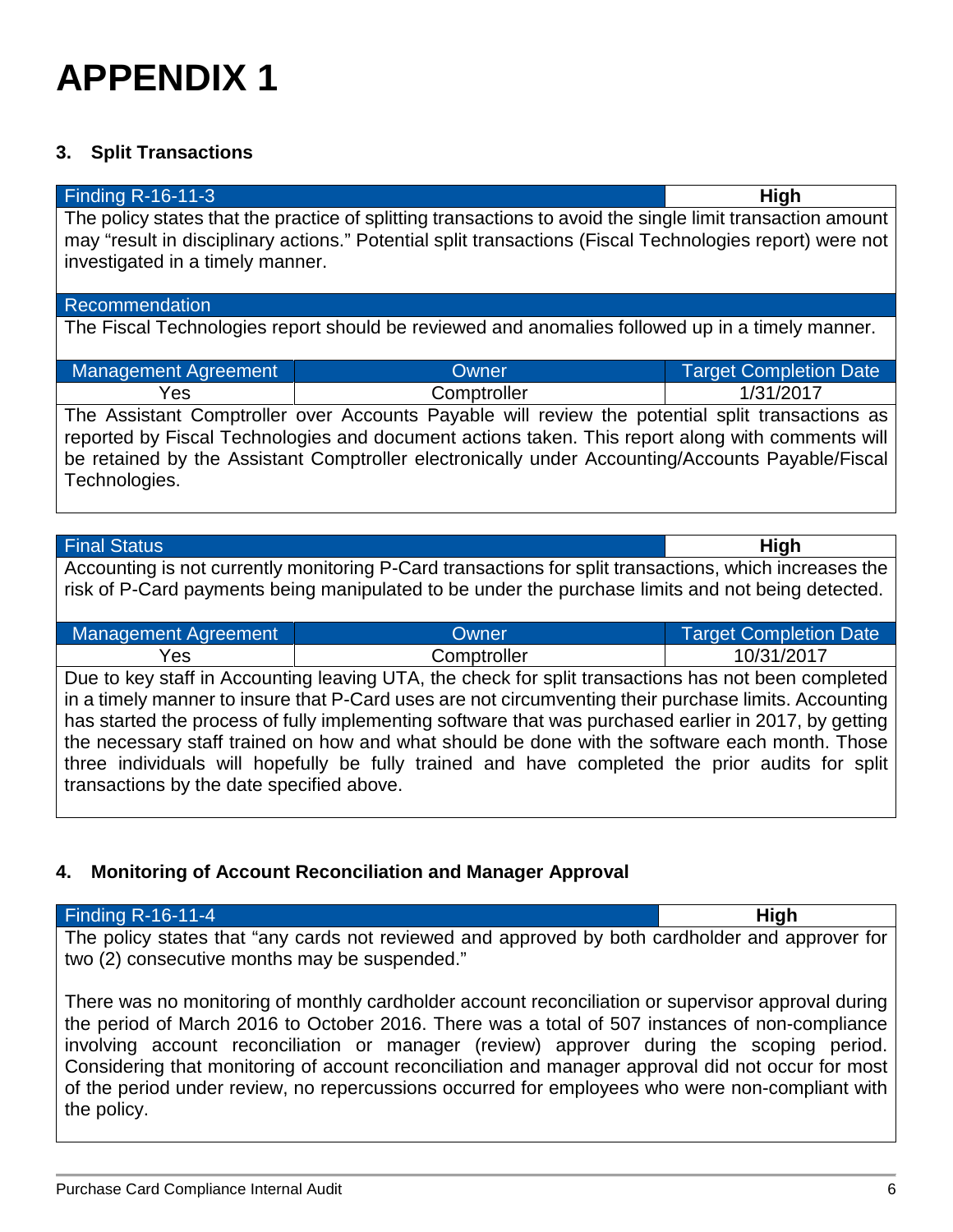# APPENDIX 1

### 3. Split Transactions

| Finding R-16-11-3 | High |
|---|---|

The policy states that the practice of splitting transactions to avoid the single limit transaction amount may "result in disciplinary actions." Potential split transactions (Fiscal Technologies report) were not investigated in a timely manner.

**Recommendation**

The Fiscal Technologies report should be reviewed and anomalies followed up in a timely manner.

| Management Agreement | Owner | Target Completion Date |
|---|---|---|
| Yes | Comptroller | 1/31/2017 |

The Assistant Comptroller over Accounts Payable will review the potential split transactions as reported by Fiscal Technologies and document actions taken. This report along with comments will be retained by the Assistant Comptroller electronically under Accounting/Accounts Payable/Fiscal Technologies.

| Final Status | High |
|---|---|

Accounting is not currently monitoring P-Card transactions for split transactions, which increases the risk of P-Card payments being manipulated to be under the purchase limits and not being detected.

| Management Agreement | Owner | Target Completion Date |
|---|---|---|
| Yes | Comptroller | 10/31/2017 |

Due to key staff in Accounting leaving UTA, the check for split transactions has not been completed in a timely manner to insure that P-Card uses are not circumventing their purchase limits. Accounting has started the process of fully implementing software that was purchased earlier in 2017, by getting the necessary staff trained on how and what should be done with the software each month. Those three individuals will hopefully be fully trained and have completed the prior audits for split transactions by the date specified above.

### 4. Monitoring of Account Reconciliation and Manager Approval

| Finding R-16-11-4 | High |
|---|---|

The policy states that "any cards not reviewed and approved by both cardholder and approver for two (2) consecutive months may be suspended."

There was no monitoring of monthly cardholder account reconciliation or supervisor approval during the period of March 2016 to October 2016. There was a total of 507 instances of non-compliance involving account reconciliation or manager (review) approver during the scoping period. Considering that monitoring of account reconciliation and manager approval did not occur for most of the period under review, no repercussions occurred for employees who were non-compliant with the policy.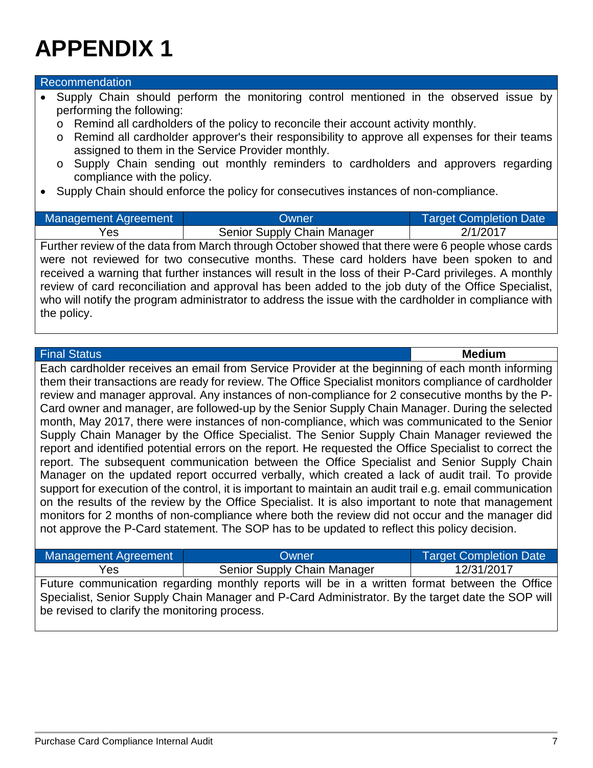# APPENDIX 1

| Recommendation |
|---|

- Supply Chain should perform the monitoring control mentioned in the observed issue by performing the following:
  - Remind all cardholders of the policy to reconcile their account activity monthly.
  - Remind all cardholder approver's their responsibility to approve all expenses for their teams assigned to them in the Service Provider monthly.
  - Supply Chain sending out monthly reminders to cardholders and approvers regarding compliance with the policy.
- Supply Chain should enforce the policy for consecutives instances of non-compliance.

| Management Agreement | Owner | Target Completion Date |
|---|---|---|
| Yes | Senior Supply Chain Manager | 2/1/2017 |

Further review of the data from March through October showed that there were 6 people whose cards were not reviewed for two consecutive months. These card holders have been spoken to and received a warning that further instances will result in the loss of their P-Card privileges. A monthly review of card reconciliation and approval has been added to the job duty of the Office Specialist, who will notify the program administrator to address the issue with the cardholder in compliance with the policy.

| Final Status | **Medium** |
|---|---|

Each cardholder receives an email from Service Provider at the beginning of each month informing them their transactions are ready for review. The Office Specialist monitors compliance of cardholder review and manager approval. Any instances of non-compliance for 2 consecutive months by the P-Card owner and manager, are followed-up by the Senior Supply Chain Manager. During the selected month, May 2017, there were instances of non-compliance, which was communicated to the Senior Supply Chain Manager by the Office Specialist. The Senior Supply Chain Manager reviewed the report and identified potential errors on the report. He requested the Office Specialist to correct the report. The subsequent communication between the Office Specialist and Senior Supply Chain Manager on the updated report occurred verbally, which created a lack of audit trail. To provide support for execution of the control, it is important to maintain an audit trail e.g. email communication on the results of the review by the Office Specialist. It is also important to note that management monitors for 2 months of non-compliance where both the review did not occur and the manager did not approve the P-Card statement. The SOP has to be updated to reflect this policy decision.

| Management Agreement | Owner | Target Completion Date |
|---|---|---|
| Yes | Senior Supply Chain Manager | 12/31/2017 |

Future communication regarding monthly reports will be in a written format between the Office Specialist, Senior Supply Chain Manager and P-Card Administrator. By the target date the SOP will be revised to clarify the monitoring process.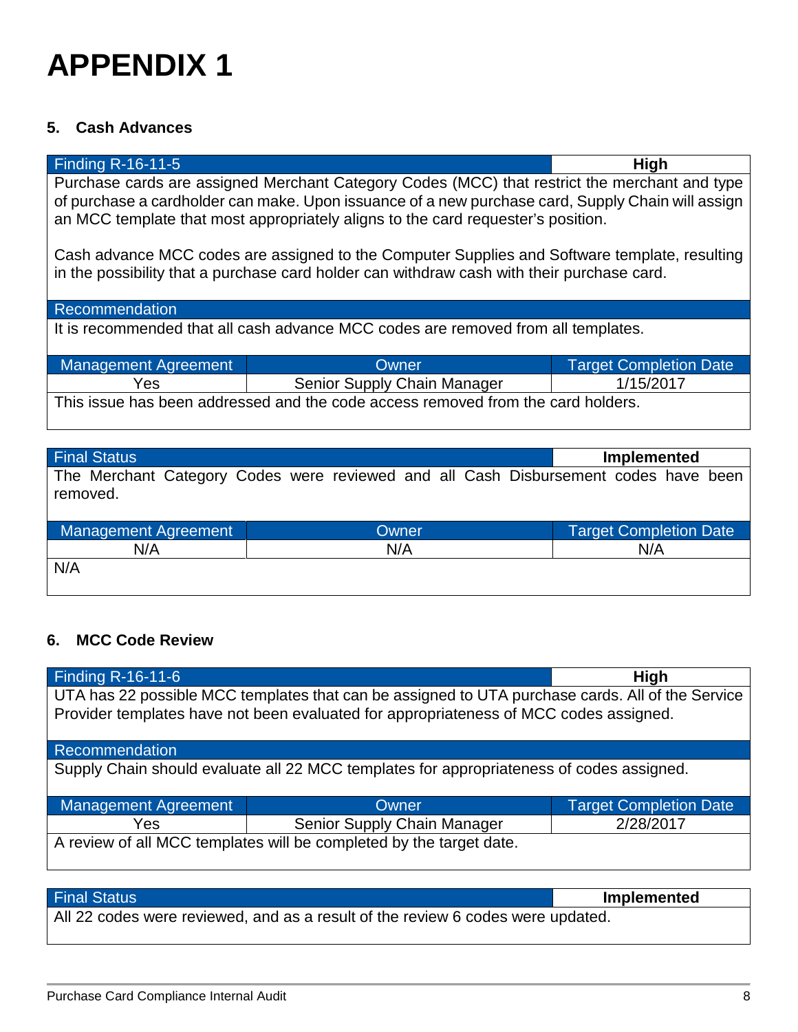# APPENDIX 1

### 5. Cash Advances

| Finding R-16-11-5 | | High |
|---|---|---|
| Purchase cards are assigned Merchant Category Codes (MCC) that restrict the merchant and type of purchase a cardholder can make. Upon issuance of a new purchase card, Supply Chain will assign an MCC template that most appropriately aligns to the card requester's position.<br><br>Cash advance MCC codes are assigned to the Computer Supplies and Software template, resulting in the possibility that a purchase card holder can withdraw cash with their purchase card. | | |
| **Recommendation** | | |
| It is recommended that all cash advance MCC codes are removed from all templates. | | |
| **Management Agreement** | **Owner** | **Target Completion Date** |
| Yes | Senior Supply Chain Manager | 1/15/2017 |
| This issue has been addressed and the code access removed from the card holders. | | |

| Final Status | | Implemented |
|---|---|---|
| The Merchant Category Codes were reviewed and all Cash Disbursement codes have been removed. | | |
| **Management Agreement** | **Owner** | **Target Completion Date** |
| N/A | N/A | N/A |
| N/A | | |

### 6. MCC Code Review

| Finding R-16-11-6 | | High |
|---|---|---|
| UTA has 22 possible MCC templates that can be assigned to UTA purchase cards. All of the Service Provider templates have not been evaluated for appropriateness of MCC codes assigned. | | |
| **Recommendation** | | |
| Supply Chain should evaluate all 22 MCC templates for appropriateness of codes assigned. | | |
| **Management Agreement** | **Owner** | **Target Completion Date** |
| Yes | Senior Supply Chain Manager | 2/28/2017 |
| A review of all MCC templates will be completed by the target date. | | |

| Final Status | Implemented |
|---|---|
| All 22 codes were reviewed, and as a result of the review 6 codes were updated. | |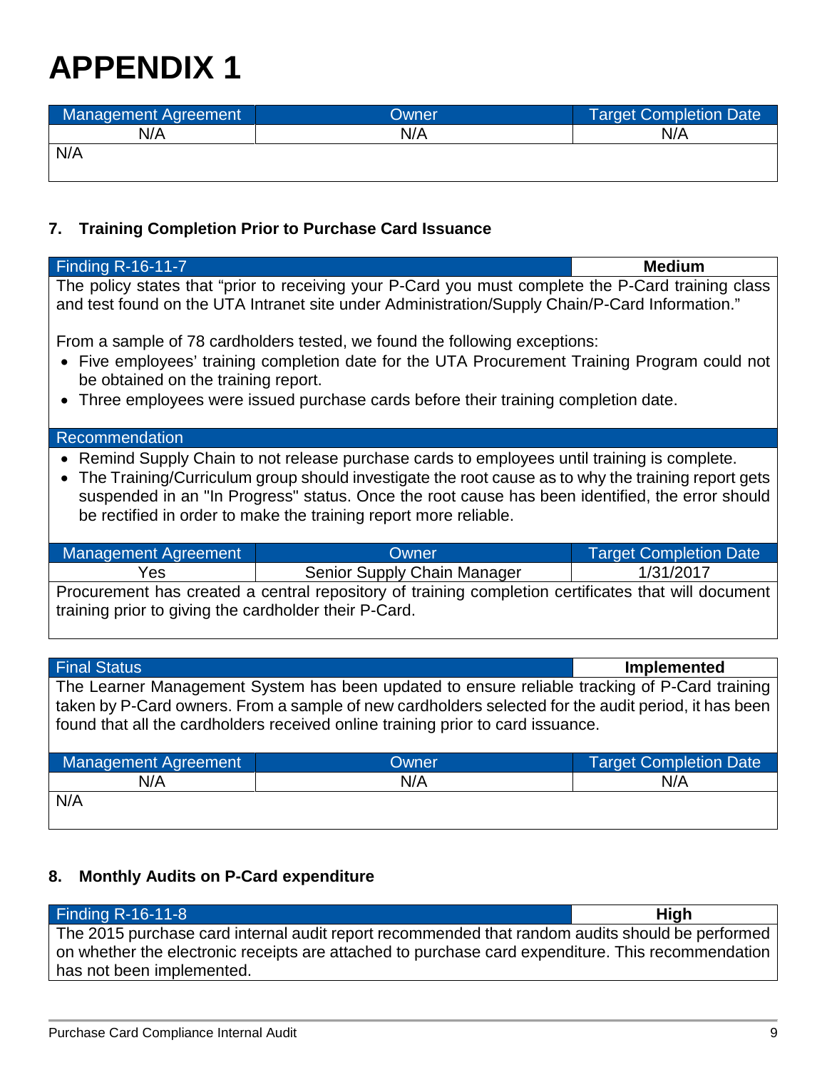# APPENDIX 1

| Management Agreement | Owner | Target Completion Date |
|---|---|---|
| N/A | N/A | N/A |

N/A

### 7. Training Completion Prior to Purchase Card Issuance

| Finding R-16-11-7 | **Medium** |
|---|---|

The policy states that "prior to receiving your P-Card you must complete the P-Card training class and test found on the UTA Intranet site under Administration/Supply Chain/P-Card Information."

From a sample of 78 cardholders tested, we found the following exceptions:

- Five employees' training completion date for the UTA Procurement Training Program could not be obtained on the training report.
- Three employees were issued purchase cards before their training completion date.

**Recommendation**

- Remind Supply Chain to not release purchase cards to employees until training is complete.
- The Training/Curriculum group should investigate the root cause as to why the training report gets suspended in an "In Progress" status. Once the root cause has been identified, the error should be rectified in order to make the training report more reliable.

| Management Agreement | Owner | Target Completion Date |
|---|---|---|
| Yes | Senior Supply Chain Manager | 1/31/2017 |

Procurement has created a central repository of training completion certificates that will document training prior to giving the cardholder their P-Card.

| Final Status | **Implemented** |
|---|---|

The Learner Management System has been updated to ensure reliable tracking of P-Card training taken by P-Card owners. From a sample of new cardholders selected for the audit period, it has been found that all the cardholders received online training prior to card issuance.

| Management Agreement | Owner | Target Completion Date |
|---|---|---|
| N/A | N/A | N/A |

N/A

### 8. Monthly Audits on P-Card expenditure

| Finding R-16-11-8 | **High** |
|---|---|

The 2015 purchase card internal audit report recommended that random audits should be performed on whether the electronic receipts are attached to purchase card expenditure. This recommendation has not been implemented.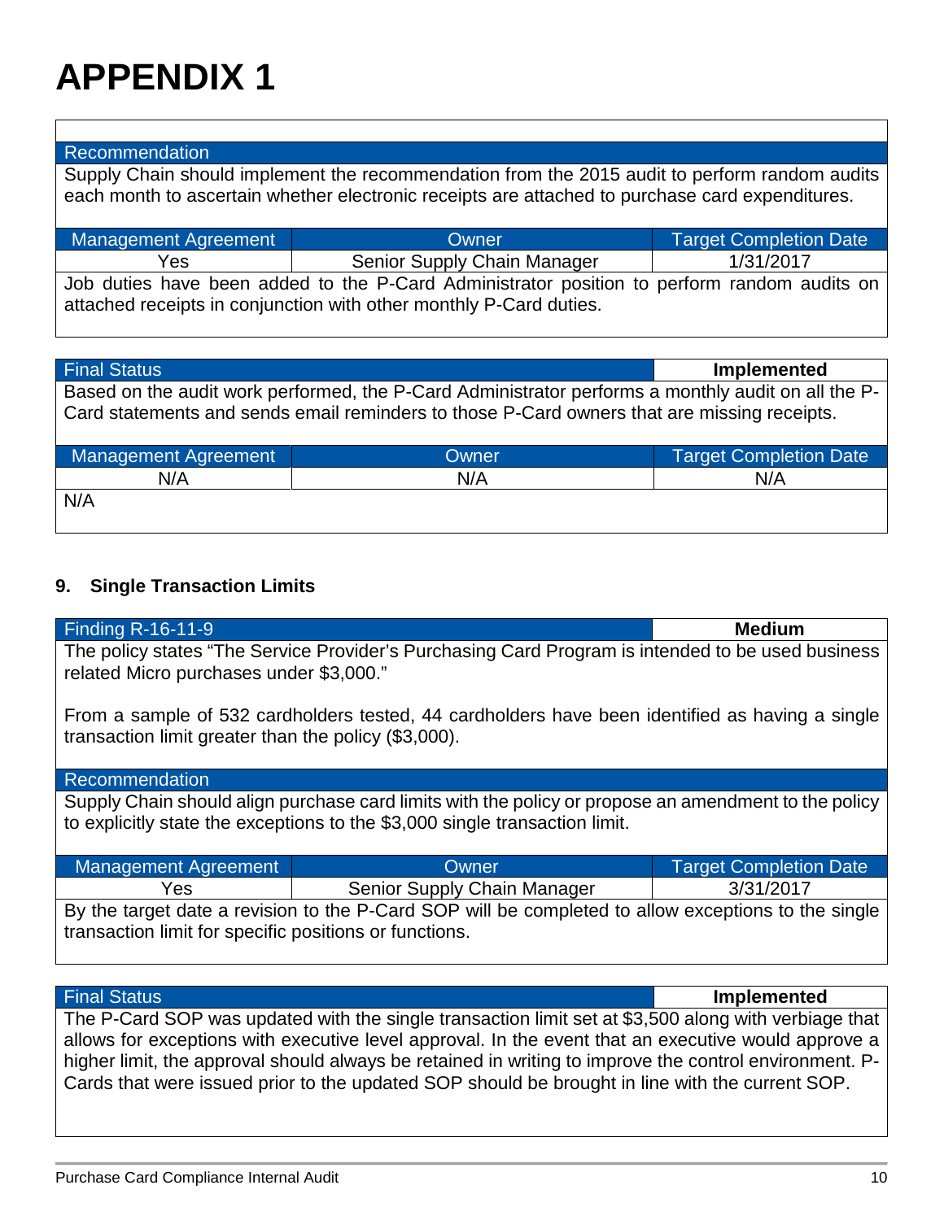# APPENDIX 1

| Recommendation | | |
|---|---|---|
| Supply Chain should implement the recommendation from the 2015 audit to perform random audits each month to ascertain whether electronic receipts are attached to purchase card expenditures. | | |
| **Management Agreement** | **Owner** | **Target Completion Date** |
| Yes | Senior Supply Chain Manager | 1/31/2017 |
| Job duties have been added to the P-Card Administrator position to perform random audits on attached receipts in conjunction with other monthly P-Card duties. | | |

| Final Status | | **Implemented** |
|---|---|---|
| Based on the audit work performed, the P-Card Administrator performs a monthly audit on all the P-Card statements and sends email reminders to those P-Card owners that are missing receipts. | | |
| **Management Agreement** | **Owner** | **Target Completion Date** |
| N/A | N/A | N/A |
| N/A | | |

### 9. Single Transaction Limits

| Finding R-16-11-9 | | **Medium** |
|---|---|---|
| The policy states "The Service Provider's Purchasing Card Program is intended to be used business related Micro purchases under $3,000."<br><br>From a sample of 532 cardholders tested, 44 cardholders have been identified as having a single transaction limit greater than the policy ($3,000). | | |
| **Recommendation** | | |
| Supply Chain should align purchase card limits with the policy or propose an amendment to the policy to explicitly state the exceptions to the $3,000 single transaction limit. | | |
| **Management Agreement** | **Owner** | **Target Completion Date** |
| Yes | Senior Supply Chain Manager | 3/31/2017 |
| By the target date a revision to the P-Card SOP will be completed to allow exceptions to the single transaction limit for specific positions or functions. | | |

| Final Status | | **Implemented** |
|---|---|---|
| The P-Card SOP was updated with the single transaction limit set at $3,500 along with verbiage that allows for exceptions with executive level approval. In the event that an executive would approve a higher limit, the approval should always be retained in writing to improve the control environment. P-Cards that were issued prior to the updated SOP should be brought in line with the current SOP. | | |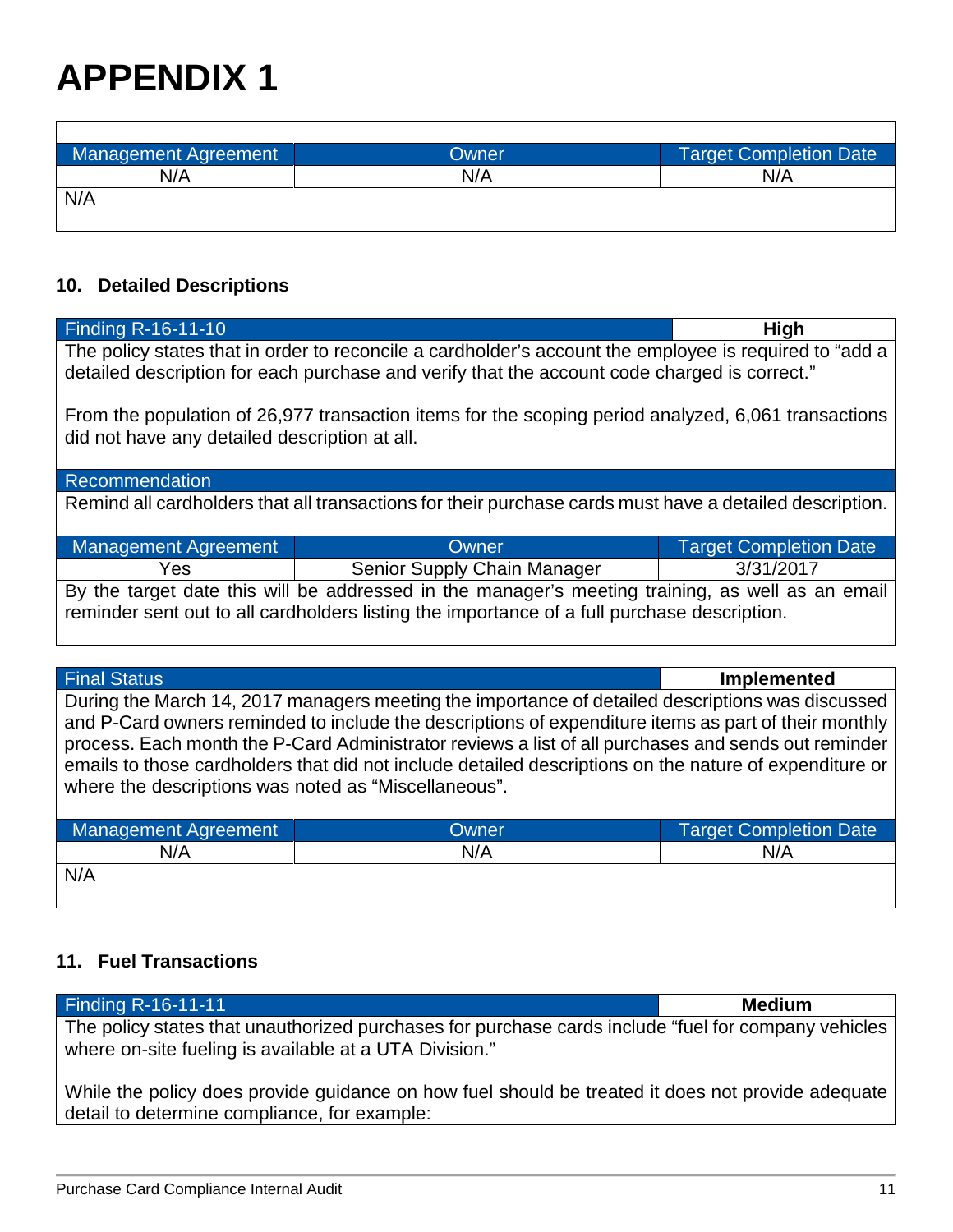# APPENDIX 1

| Management Agreement | Owner | Target Completion Date |
|---|---|---|
| N/A | N/A | N/A |

N/A

### 10. Detailed Descriptions

| Finding R-16-11-10 | High |
|---|---|

The policy states that in order to reconcile a cardholder's account the employee is required to "add a detailed description for each purchase and verify that the account code charged is correct."

From the population of 26,977 transaction items for the scoping period analyzed, 6,061 transactions did not have any detailed description at all.

**Recommendation**

Remind all cardholders that all transactions for their purchase cards must have a detailed description.

| Management Agreement | Owner | Target Completion Date |
|---|---|---|
| Yes | Senior Supply Chain Manager | 3/31/2017 |

By the target date this will be addressed in the manager's meeting training, as well as an email reminder sent out to all cardholders listing the importance of a full purchase description.

| Final Status | Implemented |
|---|---|

During the March 14, 2017 managers meeting the importance of detailed descriptions was discussed and P-Card owners reminded to include the descriptions of expenditure items as part of their monthly process. Each month the P-Card Administrator reviews a list of all purchases and sends out reminder emails to those cardholders that did not include detailed descriptions on the nature of expenditure or where the descriptions was noted as "Miscellaneous".

| Management Agreement | Owner | Target Completion Date |
|---|---|---|
| N/A | N/A | N/A |

N/A

### 11. Fuel Transactions

| Finding R-16-11-11 | Medium |
|---|---|

The policy states that unauthorized purchases for purchase cards include "fuel for company vehicles where on-site fueling is available at a UTA Division."

While the policy does provide guidance on how fuel should be treated it does not provide adequate detail to determine compliance, for example: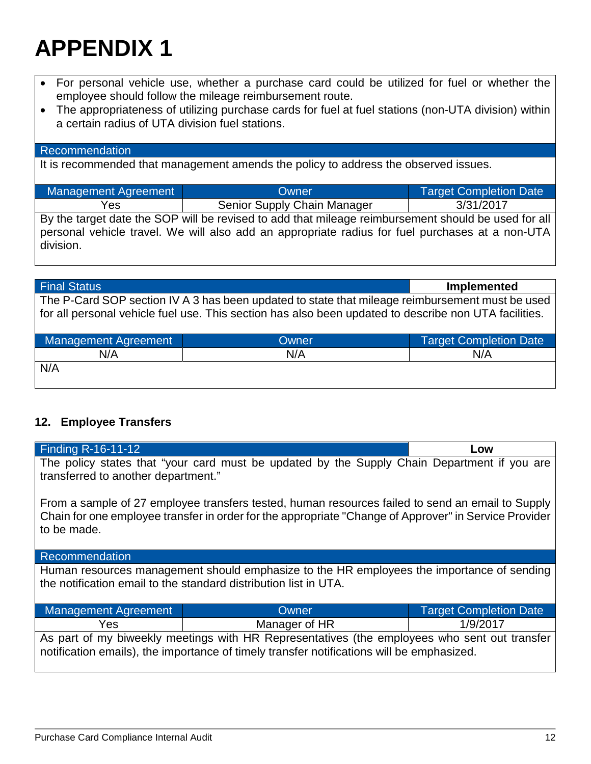# APPENDIX 1

- For personal vehicle use, whether a purchase card could be utilized for fuel or whether the employee should follow the mileage reimbursement route.
- The appropriateness of utilizing purchase cards for fuel at fuel stations (non-UTA division) within a certain radius of UTA division fuel stations.

| Recommendation | | |
|---|---|---|
| It is recommended that management amends the policy to address the observed issues. | | |

| Management Agreement | Owner | Target Completion Date |
|---|---|---|
| Yes | Senior Supply Chain Manager | 3/31/2017 |
| By the target date the SOP will be revised to add that mileage reimbursement should be used for all personal vehicle travel. We will also add an appropriate radius for fuel purchases at a non-UTA division. | | |

| Final Status | Implemented |
|---|---|
| The P-Card SOP section IV A 3 has been updated to state that mileage reimbursement must be used for all personal vehicle fuel use. This section has also been updated to describe non UTA facilities. | |

| Management Agreement | Owner | Target Completion Date |
|---|---|---|
| N/A | N/A | N/A |
| N/A | | |

## 12. Employee Transfers

| Finding R-16-11-12 | Low |
|---|---|
| The policy states that "your card must be updated by the Supply Chain Department if you are transferred to another department."<br><br>From a sample of 27 employee transfers tested, human resources failed to send an email to Supply Chain for one employee transfer in order for the appropriate "Change of Approver" in Service Provider to be made. | |

| Recommendation | | |
|---|---|---|
| Human resources management should emphasize to the HR employees the importance of sending the notification email to the standard distribution list in UTA. | | |

| Management Agreement | Owner | Target Completion Date |
|---|---|---|
| Yes | Manager of HR | 1/9/2017 |
| As part of my biweekly meetings with HR Representatives (the employees who sent out transfer notification emails), the importance of timely transfer notifications will be emphasized. | | |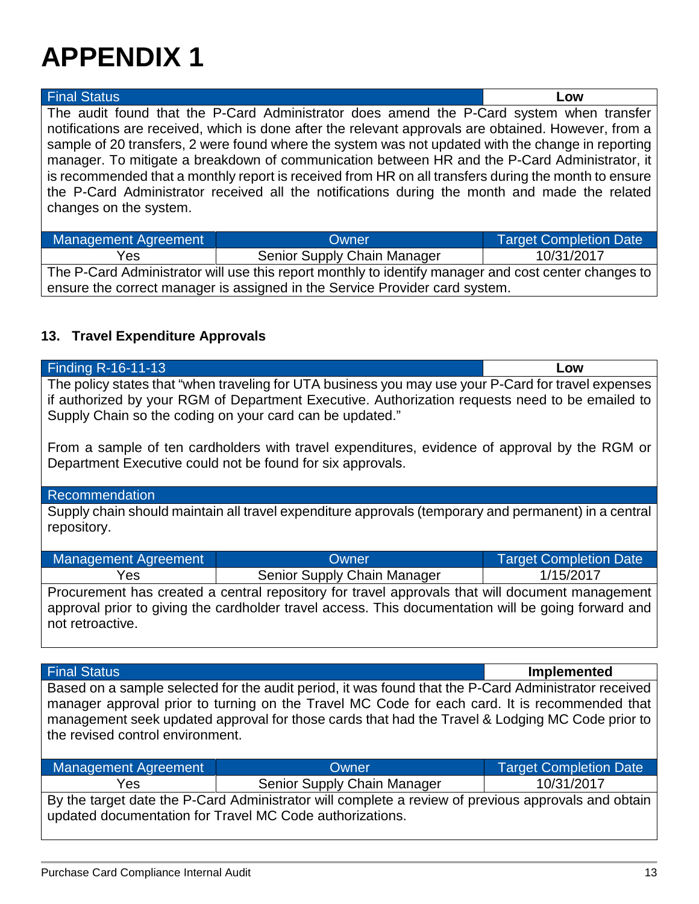# APPENDIX 1

| Final Status | Low |
| --- | --- |

The audit found that the P-Card Administrator does amend the P-Card system when transfer notifications are received, which is done after the relevant approvals are obtained. However, from a sample of 20 transfers, 2 were found where the system was not updated with the change in reporting manager. To mitigate a breakdown of communication between HR and the P-Card Administrator, it is recommended that a monthly report is received from HR on all transfers during the month to ensure the P-Card Administrator received all the notifications during the month and made the related changes on the system.

| Management Agreement | Owner | Target Completion Date |
| --- | --- | --- |
| Yes | Senior Supply Chain Manager | 10/31/2017 |

The P-Card Administrator will use this report monthly to identify manager and cost center changes to ensure the correct manager is assigned in the Service Provider card system.

### 13. Travel Expenditure Approvals

| Finding R-16-11-13 | Low |
| --- | --- |

The policy states that "when traveling for UTA business you may use your P-Card for travel expenses if authorized by your RGM of Department Executive. Authorization requests need to be emailed to Supply Chain so the coding on your card can be updated."

From a sample of ten cardholders with travel expenditures, evidence of approval by the RGM or Department Executive could not be found for six approvals.

**Recommendation**

Supply chain should maintain all travel expenditure approvals (temporary and permanent) in a central repository.

| Management Agreement | Owner | Target Completion Date |
| --- | --- | --- |
| Yes | Senior Supply Chain Manager | 1/15/2017 |

Procurement has created a central repository for travel approvals that will document management approval prior to giving the cardholder travel access. This documentation will be going forward and not retroactive.

| Final Status | Implemented |
| --- | --- |

Based on a sample selected for the audit period, it was found that the P-Card Administrator received manager approval prior to turning on the Travel MC Code for each card. It is recommended that management seek updated approval for those cards that had the Travel & Lodging MC Code prior to the revised control environment.

| Management Agreement | Owner | Target Completion Date |
| --- | --- | --- |
| Yes | Senior Supply Chain Manager | 10/31/2017 |

By the target date the P-Card Administrator will complete a review of previous approvals and obtain updated documentation for Travel MC Code authorizations.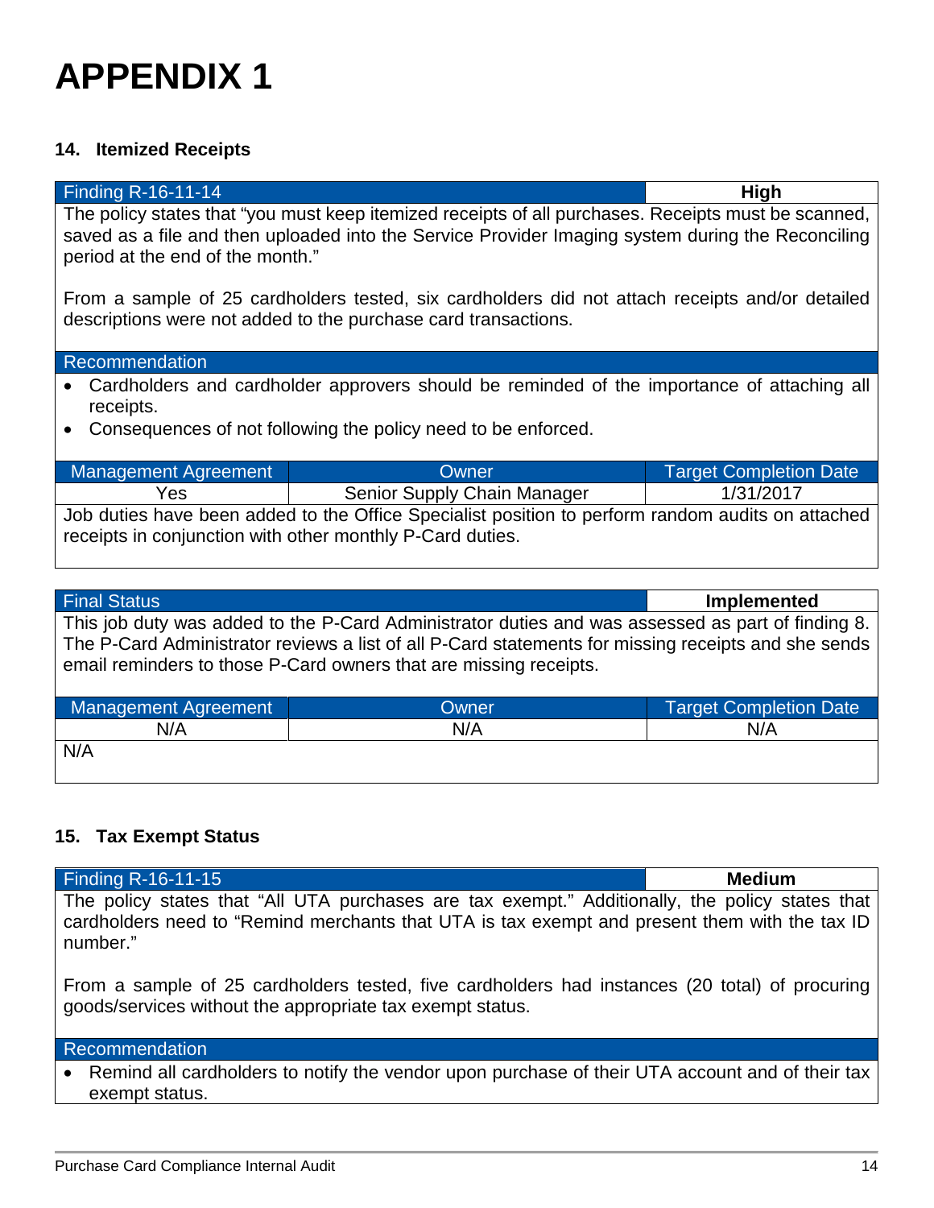# APPENDIX 1

### 14. Itemized Receipts

| Finding R-16-11-14 | **High** |
|---|---|

The policy states that "you must keep itemized receipts of all purchases. Receipts must be scanned, saved as a file and then uploaded into the Service Provider Imaging system during the Reconciling period at the end of the month."

From a sample of 25 cardholders tested, six cardholders did not attach receipts and/or detailed descriptions were not added to the purchase card transactions.

**Recommendation**

- Cardholders and cardholder approvers should be reminded of the importance of attaching all receipts.
- Consequences of not following the policy need to be enforced.

| Management Agreement | Owner | Target Completion Date |
|---|---|---|
| Yes | Senior Supply Chain Manager | 1/31/2017 |

Job duties have been added to the Office Specialist position to perform random audits on attached receipts in conjunction with other monthly P-Card duties.

| Final Status | **Implemented** |
|---|---|

This job duty was added to the P-Card Administrator duties and was assessed as part of finding 8. The P-Card Administrator reviews a list of all P-Card statements for missing receipts and she sends email reminders to those P-Card owners that are missing receipts.

| Management Agreement | Owner | Target Completion Date |
|---|---|---|
| N/A | N/A | N/A |

N/A

### 15. Tax Exempt Status

| Finding R-16-11-15 | **Medium** |
|---|---|

The policy states that "All UTA purchases are tax exempt." Additionally, the policy states that cardholders need to "Remind merchants that UTA is tax exempt and present them with the tax ID number."

From a sample of 25 cardholders tested, five cardholders had instances (20 total) of procuring goods/services without the appropriate tax exempt status.

**Recommendation**

- Remind all cardholders to notify the vendor upon purchase of their UTA account and of their tax exempt status.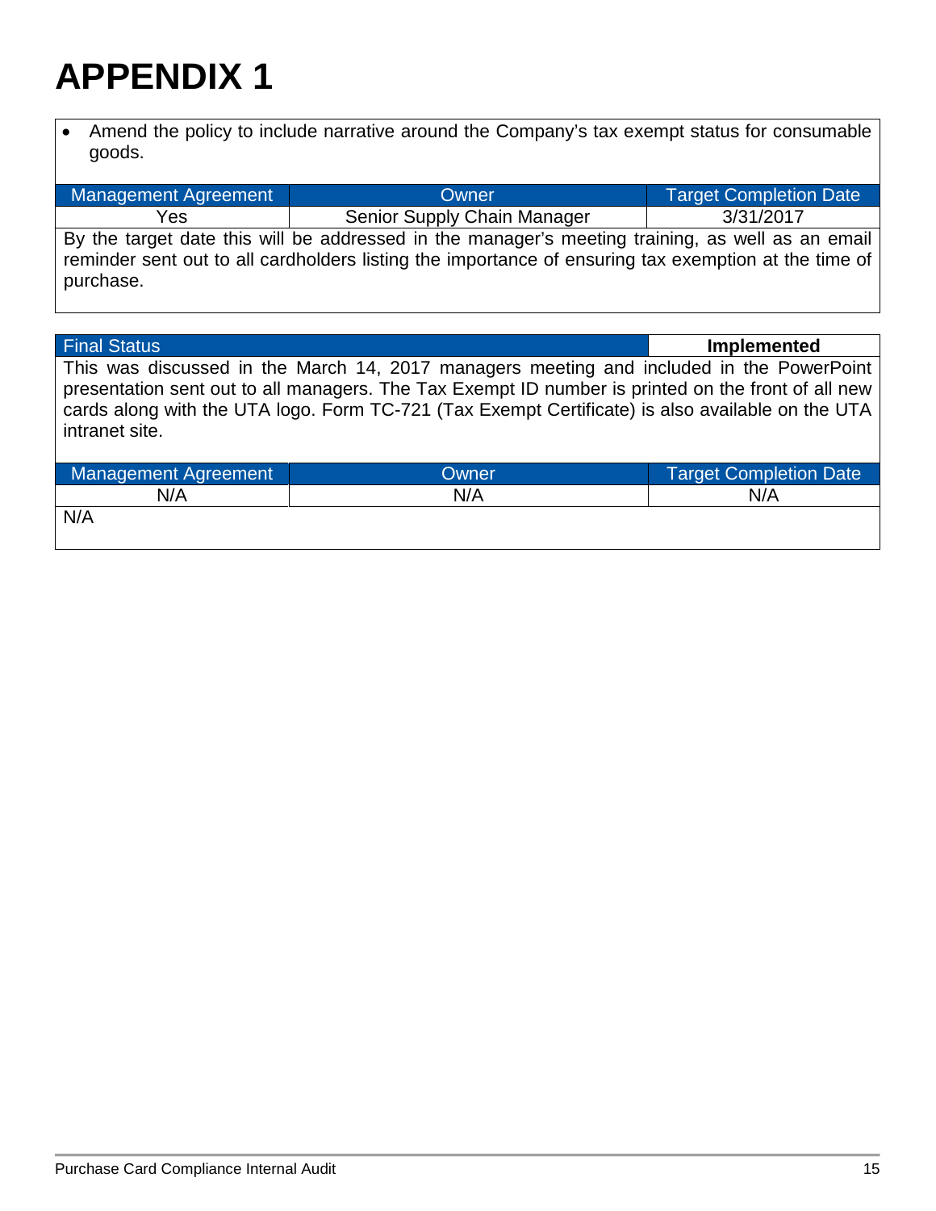# APPENDIX 1

- Amend the policy to include narrative around the Company's tax exempt status for consumable goods.

| Management Agreement | Owner | Target Completion Date |
| --- | --- | --- |
| Yes | Senior Supply Chain Manager | 3/31/2017 |

By the target date this will be addressed in the manager's meeting training, as well as an email reminder sent out to all cardholders listing the importance of ensuring tax exemption at the time of purchase.

| Final Status | Implemented |
| --- | --- |

This was discussed in the March 14, 2017 managers meeting and included in the PowerPoint presentation sent out to all managers. The Tax Exempt ID number is printed on the front of all new cards along with the UTA logo. Form TC-721 (Tax Exempt Certificate) is also available on the UTA intranet site.

| Management Agreement | Owner | Target Completion Date |
| --- | --- | --- |
| N/A | N/A | N/A |

N/A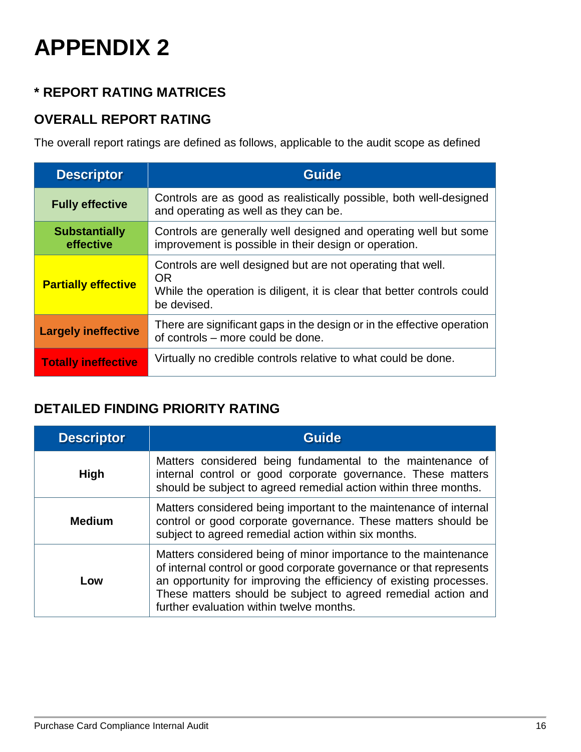# APPENDIX 2

## * REPORT RATING MATRICES

## OVERALL REPORT RATING

The overall report ratings are defined as follows, applicable to the audit scope as defined

| Descriptor | Guide |
|---|---|
| **Fully effective** | Controls are as good as realistically possible, both well-designed and operating as well as they can be. |
| **Substantially effective** | Controls are generally well designed and operating well but some improvement is possible in their design or operation. |
| **Partially effective** | Controls are well designed but are not operating that well.<br>OR<br>While the operation is diligent, it is clear that better controls could be devised. |
| **Largely ineffective** | There are significant gaps in the design or in the effective operation of controls – more could be done. |
| **Totally ineffective** | Virtually no credible controls relative to what could be done. |

## DETAILED FINDING PRIORITY RATING

| Descriptor | Guide |
|---|---|
| **High** | Matters considered being fundamental to the maintenance of internal control or good corporate governance. These matters should be subject to agreed remedial action within three months. |
| **Medium** | Matters considered being important to the maintenance of internal control or good corporate governance. These matters should be subject to agreed remedial action within six months. |
| **Low** | Matters considered being of minor importance to the maintenance of internal control or good corporate governance or that represents an opportunity for improving the efficiency of existing processes. These matters should be subject to agreed remedial action and further evaluation within twelve months. |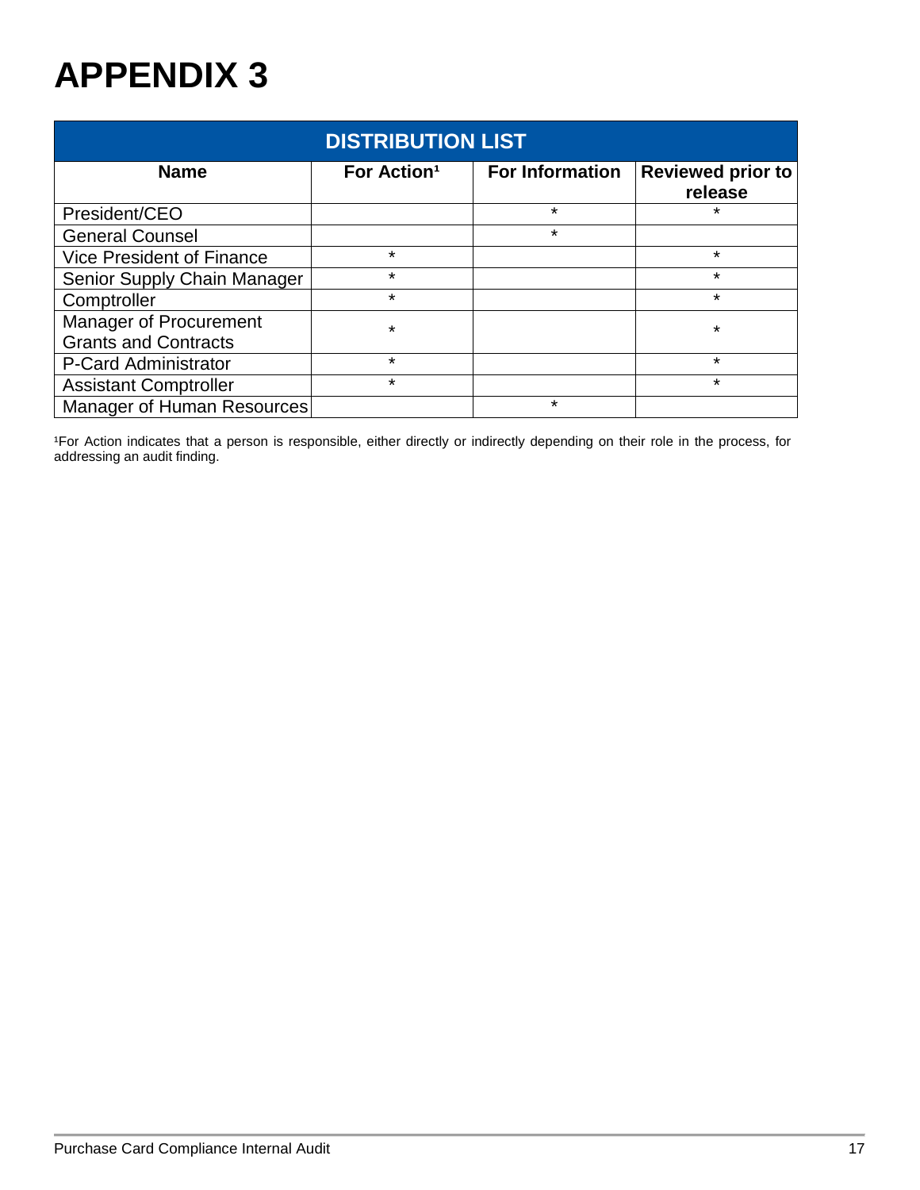# APPENDIX 3

| DISTRIBUTION LIST | | | |
|---|---|---|---|
| **Name** | **For Action[1]** | **For Information** | **Reviewed prior to release** |
| President/CEO | | * | * |
| General Counsel | | * | |
| Vice President of Finance | * | | * |
| Senior Supply Chain Manager | * | | * |
| Comptroller | * | | * |
| Manager of Procurement Grants and Contracts | * | | * |
| P-Card Administrator | * | | * |
| Assistant Comptroller | * | | * |
| Manager of Human Resources | | * | |

[1]For Action indicates that a person is responsible, either directly or indirectly depending on their role in the process, for addressing an audit finding.